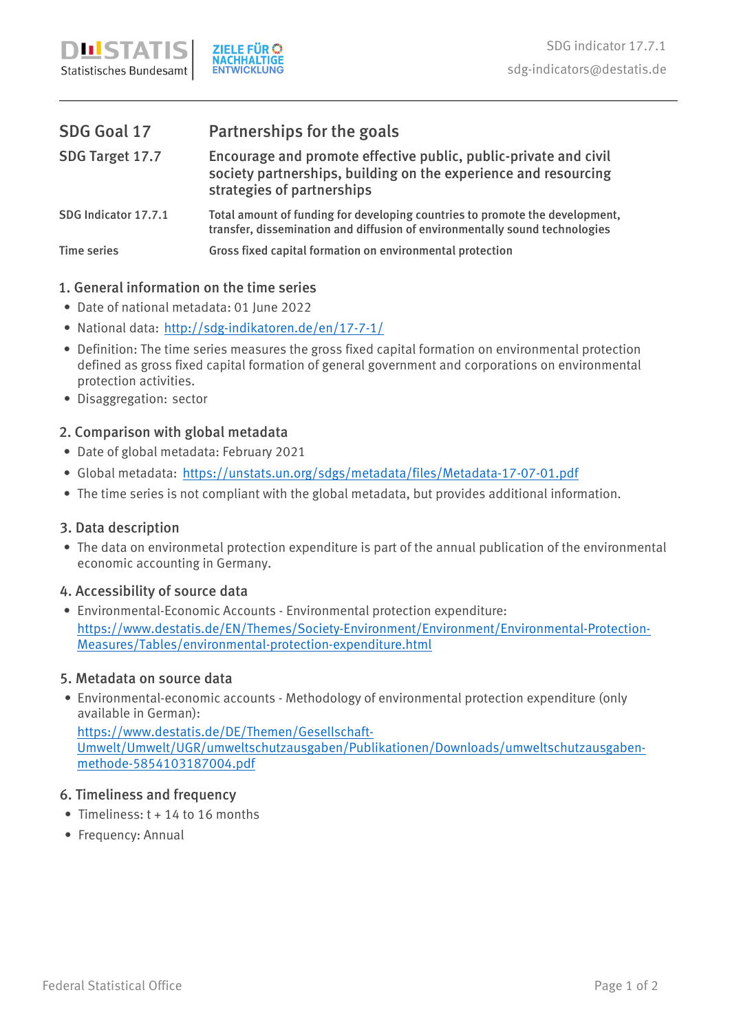| | |
|---|---|
| **SDG Goal 17** | **Partnerships for the goals** |
| **SDG Target 17.7** | **Encourage and promote effective public, public-private and civil society partnerships, building on the experience and resourcing strategies of partnerships** |
| **SDG Indicator 17.7.1** | **Total amount of funding for developing countries to promote the development, transfer, dissemination and diffusion of environmentally sound technologies** |
| **Time series** | **Gross fixed capital formation on environmental protection** |

## 1. General information on the time series

- Date of national metadata: 01 June 2022
- National data: [http://sdg-indikatoren.de/en/17-7-1/](http://sdg-indikatoren.de/en/17-7-1/)
- Definition: The time series measures the gross fixed capital formation on environmental protection defined as gross fixed capital formation of general government and corporations on environmental protection activities.
- Disaggregation: sector

## 2. Comparison with global metadata

- Date of global metadata: February 2021
- Global metadata: [https://unstats.un.org/sdgs/metadata/files/Metadata-17-07-01.pdf](https://unstats.un.org/sdgs/metadata/files/Metadata-17-07-01.pdf)
- The time series is not compliant with the global metadata, but provides additional information.

## 3. Data description

- The data on environmetal protection expenditure is part of the annual publication of the environmental economic accounting in Germany.

## 4. Accessibility of source data

- Environmental-Economic Accounts - Environmental protection expenditure: [https://www.destatis.de/EN/Themes/Society-Environment/Environment/Environmental-Protection-Measures/Tables/environmental-protection-expenditure.html](https://www.destatis.de/EN/Themes/Society-Environment/Environment/Environmental-Protection-Measures/Tables/environmental-protection-expenditure.html)

## 5. Metadata on source data

- Environmental-economic accounts - Methodology of environmental protection expenditure (only available in German): [https://www.destatis.de/DE/Themen/Gesellschaft-Umwelt/Umwelt/UGR/umweltschutzausgaben/Publikationen/Downloads/umweltschutzausgaben-methode-5854103187004.pdf](https://www.destatis.de/DE/Themen/Gesellschaft-Umwelt/Umwelt/UGR/umweltschutzausgaben/Publikationen/Downloads/umweltschutzausgaben-methode-5854103187004.pdf)

## 6. Timeliness and frequency

- Timeliness: t + 14 to 16 months
- Frequency: Annual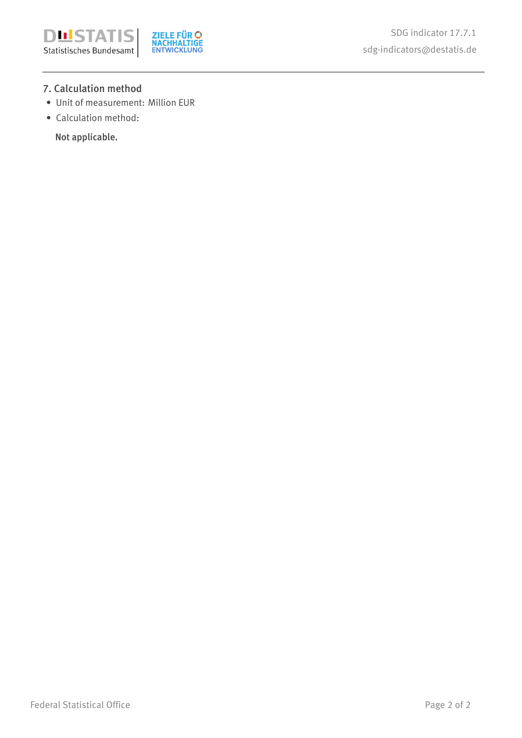## 7. Calculation method

- Unit of measurement: Million EUR
- Calculation method:

**Not applicable.**